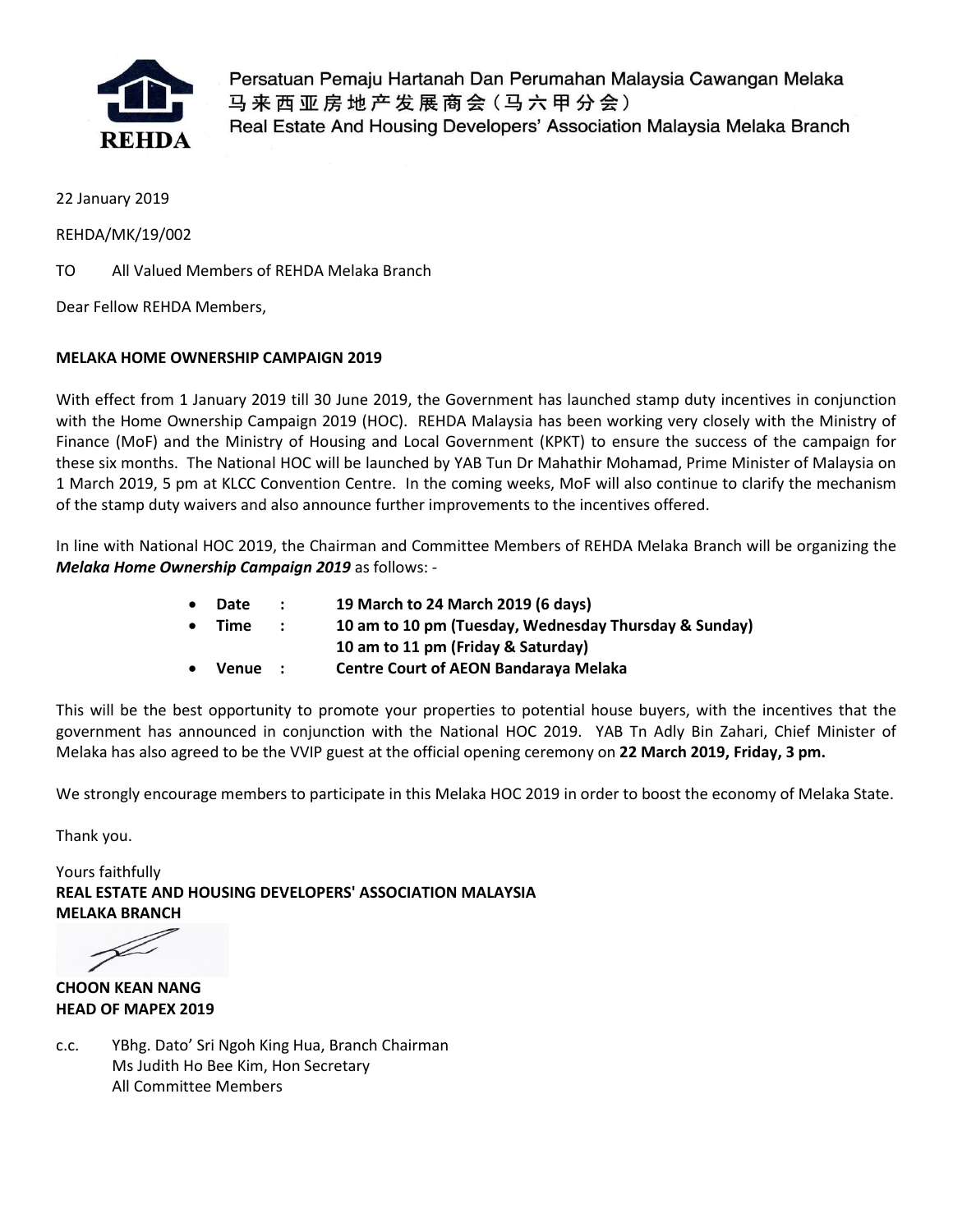Persatuan Pemaju Hartanah Dan Perumahan Malaysia Cawangan Melaka
马来西亚房地产发展商会（马六甲分会）
Real Estate And Housing Developers' Association Malaysia Melaka Branch

22 January 2019

REHDA/MK/19/002

TO All Valued Members of REHDA Melaka Branch

Dear Fellow REHDA Members,

**MELAKA HOME OWNERSHIP CAMPAIGN 2019**

With effect from 1 January 2019 till 30 June 2019, the Government has launched stamp duty incentives in conjunction with the Home Ownership Campaign 2019 (HOC). REHDA Malaysia has been working very closely with the Ministry of Finance (MoF) and the Ministry of Housing and Local Government (KPKT) to ensure the success of the campaign for these six months. The National HOC will be launched by YAB Tun Dr Mahathir Mohamad, Prime Minister of Malaysia on 1 March 2019, 5 pm at KLCC Convention Centre. In the coming weeks, MoF will also continue to clarify the mechanism of the stamp duty waivers and also announce further improvements to the incentives offered.

In line with National HOC 2019, the Chairman and Committee Members of REHDA Melaka Branch will be organizing the ***Melaka Home Ownership Campaign 2019*** as follows: -

- **Date : 19 March to 24 March 2019 (6 days)**
- **Time : 10 am to 10 pm (Tuesday, Wednesday Thursday & Sunday)**
  **10 am to 11 pm (Friday & Saturday)**
- **Venue : Centre Court of AEON Bandaraya Melaka**

This will be the best opportunity to promote your properties to potential house buyers, with the incentives that the government has announced in conjunction with the National HOC 2019. YAB Tn Adly Bin Zahari, Chief Minister of Melaka has also agreed to be the VVIP guest at the official opening ceremony on **22 March 2019, Friday, 3 pm.**

We strongly encourage members to participate in this Melaka HOC 2019 in order to boost the economy of Melaka State.

Thank you.

Yours faithfully
**REAL ESTATE AND HOUSING DEVELOPERS' ASSOCIATION MALAYSIA**
**MELAKA BRANCH**

**CHOON KEAN NANG**
**HEAD OF MAPEX 2019**

c.c. YBhg. Dato' Sri Ngoh King Hua, Branch Chairman
Ms Judith Ho Bee Kim, Hon Secretary
All Committee Members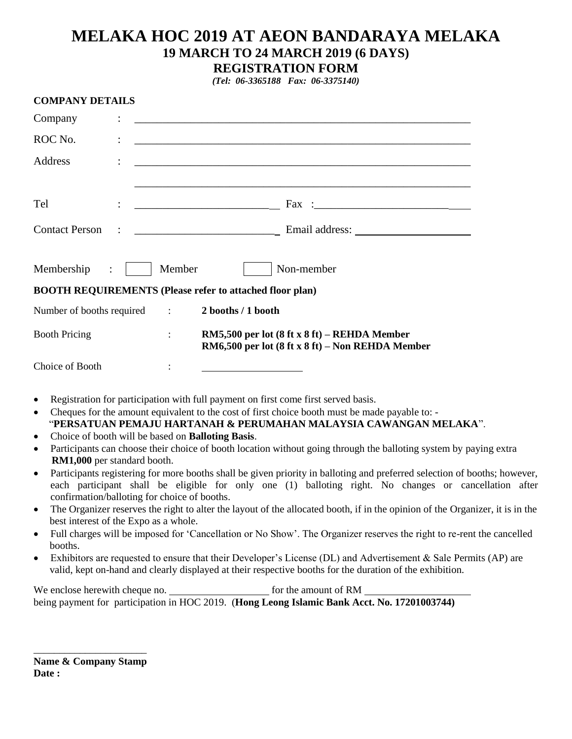# MELAKA HOC 2019 AT AEON BANDARAYA MELAKA

## 19 MARCH TO 24 MARCH 2019 (6 DAYS)

## REGISTRATION FORM

*(Tel: 06-3365188 Fax: 06-3375140)*

**COMPANY DETAILS**

Company : ____________________________________________________________

ROC No. : ____________________________________________________________

Address : ____________________________________________________________

____________________________________________________________

Tel : __________________________ Fax : __________________________

Contact Person : __________________________ Email address: ____________________

Membership : ☐ Member ☐ Non-member

**BOOTH REQUIREMENTS (Please refer to attached floor plan)**

Number of booths required : **2 booths / 1 booth**

Booth Pricing : **RM5,500 per lot (8 ft x 8 ft) – REHDA Member**
**RM6,500 per lot (8 ft x 8 ft) – Non REHDA Member**

Choice of Booth : ____________________

- Registration for participation with full payment on first come first served basis.
- Cheques for the amount equivalent to the cost of first choice booth must be made payable to: - "**PERSATUAN PEMAJU HARTANAH & PERUMAHAN MALAYSIA CAWANGAN MELAKA**".
- Choice of booth will be based on **Balloting Basis**.
- Participants can choose their choice of booth location without going through the balloting system by paying extra **RM1,000** per standard booth.
- Participants registering for more booths shall be given priority in balloting and preferred selection of booths; however, each participant shall be eligible for only one (1) balloting right. No changes or cancellation after confirmation/balloting for choice of booths.
- The Organizer reserves the right to alter the layout of the allocated booth, if in the opinion of the Organizer, it is in the best interest of the Expo as a whole.
- Full charges will be imposed for 'Cancellation or No Show'. The Organizer reserves the right to re-rent the cancelled booths.
- Exhibitors are requested to ensure that their Developer's License (DL) and Advertisement & Sale Permits (AP) are valid, kept on-hand and clearly displayed at their respective booths for the duration of the exhibition.

We enclose herewith cheque no. ____________________ for the amount of RM ____________________ being payment for participation in HOC 2019. (**Hong Leong Islamic Bank Acct. No. 17201003744)**

_______________________

**Name & Company Stamp**

**Date :**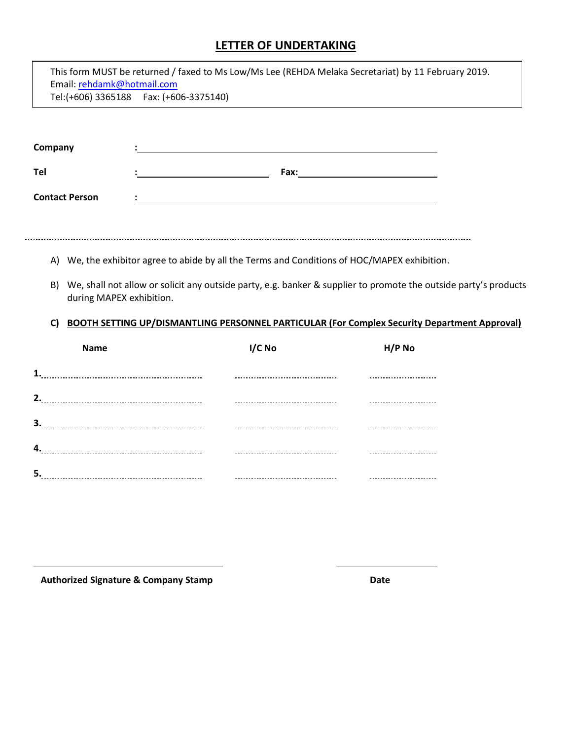# LETTER OF UNDERTAKING

> This form MUST be returned / faxed to Ms Low/Ms Lee (REHDA Melaka Secretariat) by 11 February 2019.
> Email: rehdamk@hotmail.com
> Tel:(+606) 3365188 Fax: (+606-3375140)

**Company** : ______________________________________________

**Tel** : ____________________ **Fax:** ____________________

**Contact Person** : ______________________________________________

A) We, the exhibitor agree to abide by all the Terms and Conditions of HOC/MAPEX exhibition.

B) We, shall not allow or solicit any outside party, e.g. banker & supplier to promote the outside party's products during MAPEX exhibition.

**C) BOOTH SETTING UP/DISMANTLING PERSONNEL PARTICULAR (For Complex Security Department Approval)**

| | Name | I/C No | H/P No |
|---|---|---|---|
| 1. | | | |
| 2. | | | |
| 3. | | | |
| 4. | | | |
| 5. | | | |

______________________________ ____________________

**Authorized Signature & Company Stamp** **Date**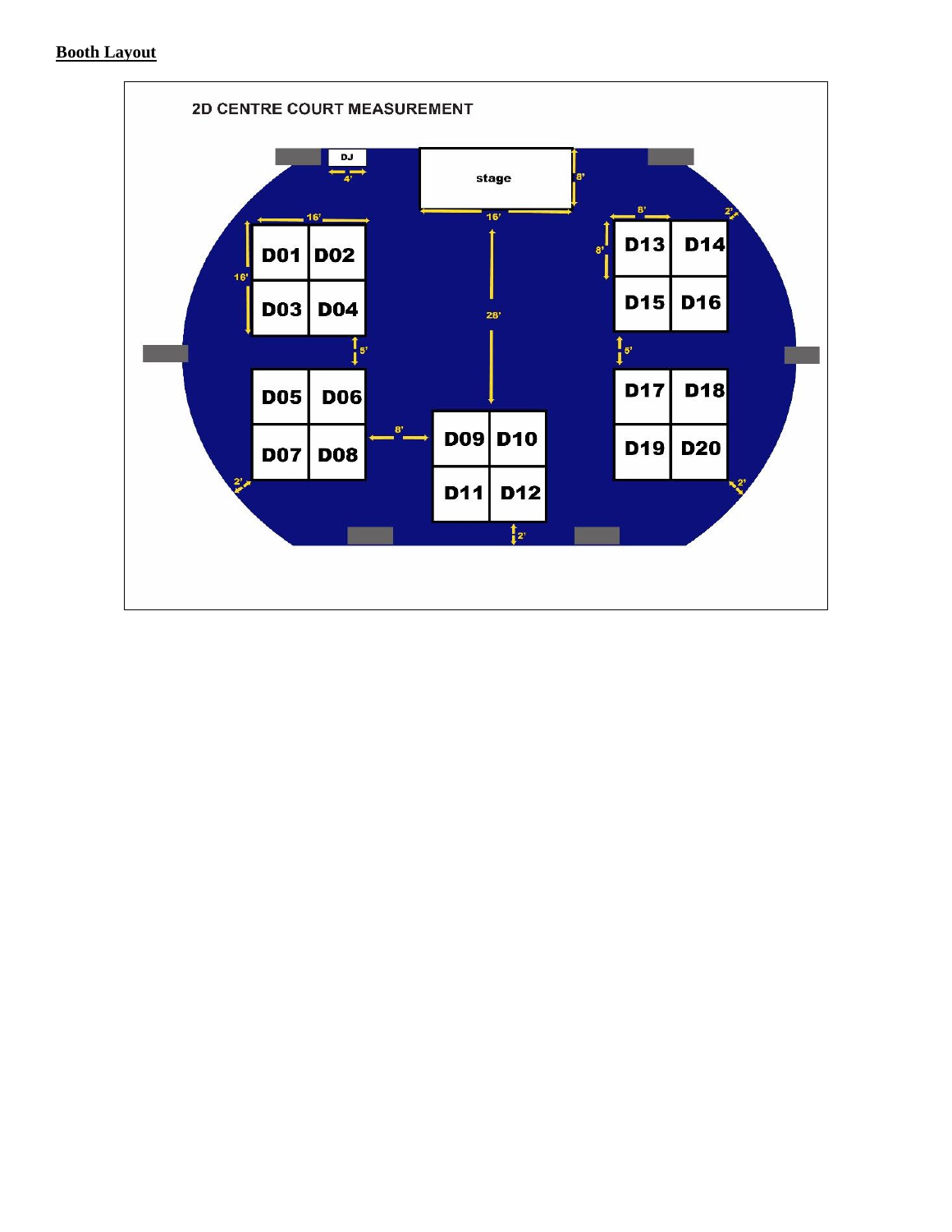**Booth Layout**

2D CENTRE COURT MEASUREMENT

DJ

4'

stage

8'

16'

16'

16'

D01 D02

D03 D04

8'

2'

8'

D13 D14

D15 D16

28'

5'

5'

D05 D06

D07 D08

8'

D09 D10

D11 D12

D17 D18

D19 D20

2'

2'

2'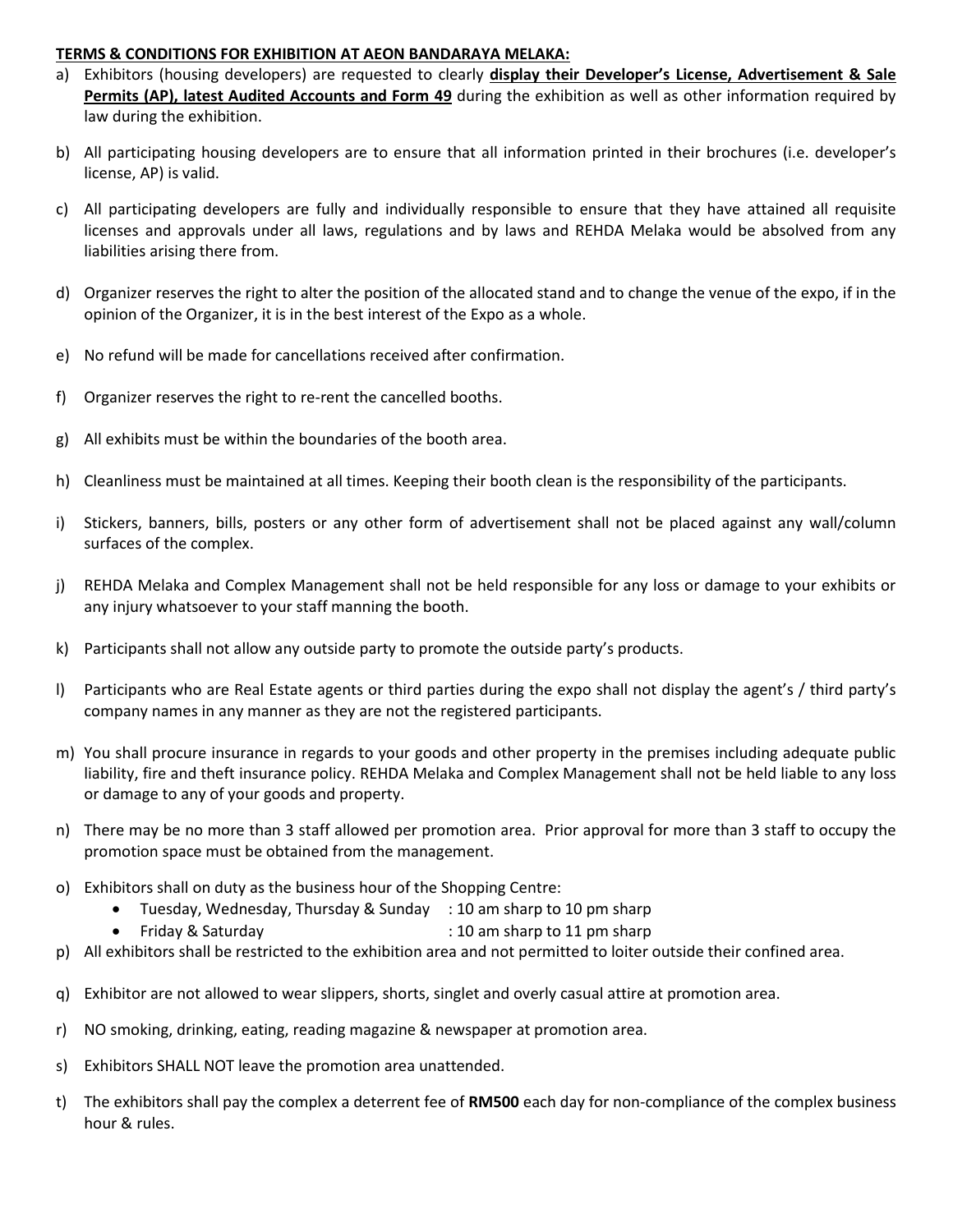**TERMS & CONDITIONS FOR EXHIBITION AT AEON BANDARAYA MELAKA:**

a) Exhibitors (housing developers) are requested to clearly **display their Developer's License, Advertisement & Sale Permits (AP), latest Audited Accounts and Form 49** during the exhibition as well as other information required by law during the exhibition.

b) All participating housing developers are to ensure that all information printed in their brochures (i.e. developer's license, AP) is valid.

c) All participating developers are fully and individually responsible to ensure that they have attained all requisite licenses and approvals under all laws, regulations and by laws and REHDA Melaka would be absolved from any liabilities arising there from.

d) Organizer reserves the right to alter the position of the allocated stand and to change the venue of the expo, if in the opinion of the Organizer, it is in the best interest of the Expo as a whole.

e) No refund will be made for cancellations received after confirmation.

f) Organizer reserves the right to re-rent the cancelled booths.

g) All exhibits must be within the boundaries of the booth area.

h) Cleanliness must be maintained at all times. Keeping their booth clean is the responsibility of the participants.

i) Stickers, banners, bills, posters or any other form of advertisement shall not be placed against any wall/column surfaces of the complex.

j) REHDA Melaka and Complex Management shall not be held responsible for any loss or damage to your exhibits or any injury whatsoever to your staff manning the booth.

k) Participants shall not allow any outside party to promote the outside party's products.

l) Participants who are Real Estate agents or third parties during the expo shall not display the agent's / third party's company names in any manner as they are not the registered participants.

m) You shall procure insurance in regards to your goods and other property in the premises including adequate public liability, fire and theft insurance policy. REHDA Melaka and Complex Management shall not be held liable to any loss or damage to any of your goods and property.

n) There may be no more than 3 staff allowed per promotion area. Prior approval for more than 3 staff to occupy the promotion space must be obtained from the management.

o) Exhibitors shall on duty as the business hour of the Shopping Centre:
   - Tuesday, Wednesday, Thursday & Sunday : 10 am sharp to 10 pm sharp
   - Friday & Saturday : 10 am sharp to 11 pm sharp

p) All exhibitors shall be restricted to the exhibition area and not permitted to loiter outside their confined area.

q) Exhibitor are not allowed to wear slippers, shorts, singlet and overly casual attire at promotion area.

r) NO smoking, drinking, eating, reading magazine & newspaper at promotion area.

s) Exhibitors SHALL NOT leave the promotion area unattended.

t) The exhibitors shall pay the complex a deterrent fee of **RM500** each day for non-compliance of the complex business hour & rules.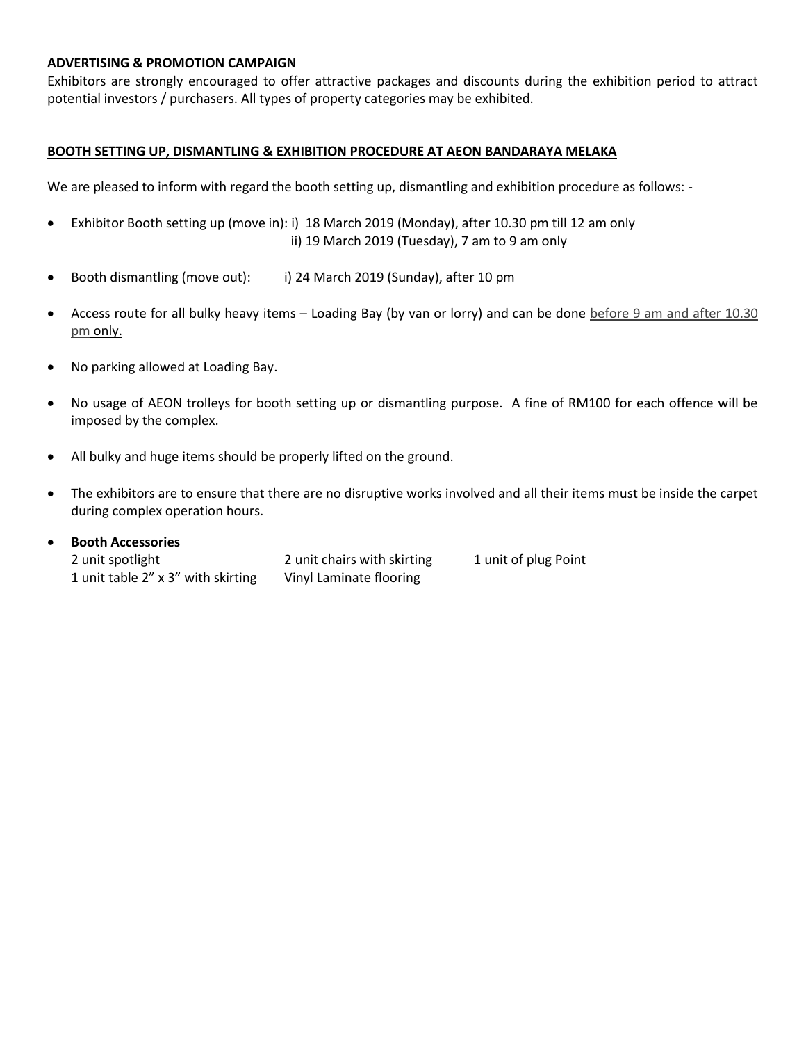**ADVERTISING & PROMOTION CAMPAIGN**

Exhibitors are strongly encouraged to offer attractive packages and discounts during the exhibition period to attract potential investors / purchasers. All types of property categories may be exhibited.

**BOOTH SETTING UP, DISMANTLING & EXHIBITION PROCEDURE AT AEON BANDARAYA MELAKA**

We are pleased to inform with regard the booth setting up, dismantling and exhibition procedure as follows: -

- Exhibitor Booth setting up (move in): i) 18 March 2019 (Monday), after 10.30 pm till 12 am only
  ii) 19 March 2019 (Tuesday), 7 am to 9 am only
- Booth dismantling (move out): i) 24 March 2019 (Sunday), after 10 pm
- Access route for all bulky heavy items – Loading Bay (by van or lorry) and can be done before 9 am and after 10.30 pm only.
- No parking allowed at Loading Bay.
- No usage of AEON trolleys for booth setting up or dismantling purpose. A fine of RM100 for each offence will be imposed by the complex.
- All bulky and huge items should be properly lifted on the ground.
- The exhibitors are to ensure that there are no disruptive works involved and all their items must be inside the carpet during complex operation hours.
- **Booth Accessories**

| | | |
|---|---|---|
| 2 unit spotlight | 2 unit chairs with skirting | 1 unit of plug Point |
| 1 unit table 2" x 3" with skirting | Vinyl Laminate flooring | |